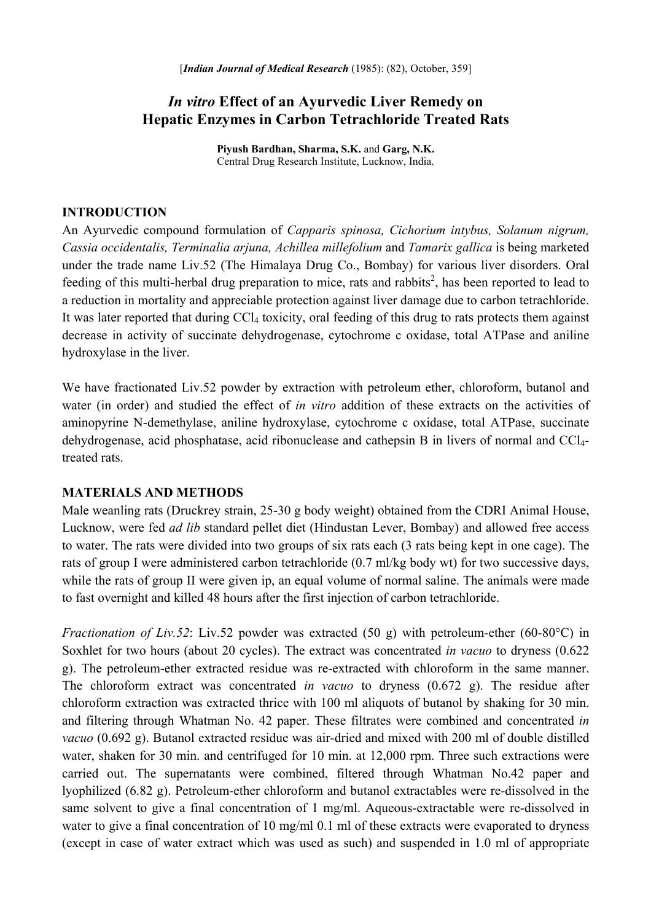[*Indian Journal of Medical Research* (1985): (82), October, 359]

# *In vitro* Effect of an Ayurvedic Liver Remedy on Hepatic Enzymes in Carbon Tetrachloride Treated Rats

**Piyush Bardhan, Sharma, S.K.** and **Garg, N.K.**
Central Drug Research Institute, Lucknow, India.

## INTRODUCTION

An Ayurvedic compound formulation of *Capparis spinosa, Cichorium intybus, Solanum nigrum, Cassia occidentalis, Terminalia arjuna, Achillea millefolium* and *Tamarix gallica* is being marketed under the trade name Liv.52 (The Himalaya Drug Co., Bombay) for various liver disorders. Oral feeding of this multi-herbal drug preparation to mice, rats and rabbits[2], has been reported to lead to a reduction in mortality and appreciable protection against liver damage due to carbon tetrachloride. It was later reported that during $CCl_4$ toxicity, oral feeding of this drug to rats protects them against decrease in activity of succinate dehydrogenase, cytochrome c oxidase, total ATPase and aniline hydroxylase in the liver.

We have fractionated Liv.52 powder by extraction with petroleum ether, chloroform, butanol and water (in order) and studied the effect of *in vitro* addition of these extracts on the activities of aminopyrine N-demethylase, aniline hydroxylase, cytochrome c oxidase, total ATPase, succinate dehydrogenase, acid phosphatase, acid ribonuclease and cathepsin B in livers of normal and $CCl_4$-treated rats.

## MATERIALS AND METHODS

Male weanling rats (Druckrey strain, 25-30 g body weight) obtained from the CDRI Animal House, Lucknow, were fed *ad lib* standard pellet diet (Hindustan Lever, Bombay) and allowed free access to water. The rats were divided into two groups of six rats each (3 rats being kept in one cage). The rats of group I were administered carbon tetrachloride (0.7 ml/kg body wt) for two successive days, while the rats of group II were given ip, an equal volume of normal saline. The animals were made to fast overnight and killed 48 hours after the first injection of carbon tetrachloride.

*Fractionation of Liv.52*: Liv.52 powder was extracted (50 g) with petroleum-ether (60-80°C) in Soxhlet for two hours (about 20 cycles). The extract was concentrated *in vacuo* to dryness (0.622 g). The petroleum-ether extracted residue was re-extracted with chloroform in the same manner. The chloroform extract was concentrated *in vacuo* to dryness (0.672 g). The residue after chloroform extraction was extracted thrice with 100 ml aliquots of butanol by shaking for 30 min. and filtering through Whatman No. 42 paper. These filtrates were combined and concentrated *in vacuo* (0.692 g). Butanol extracted residue was air-dried and mixed with 200 ml of double distilled water, shaken for 30 min. and centrifuged for 10 min. at 12,000 rpm. Three such extractions were carried out. The supernatants were combined, filtered through Whatman No.42 paper and lyophilized (6.82 g). Petroleum-ether chloroform and butanol extractables were re-dissolved in the same solvent to give a final concentration of 1 mg/ml. Aqueous-extractable were re-dissolved in water to give a final concentration of 10 mg/ml 0.1 ml of these extracts were evaporated to dryness (except in case of water extract which was used as such) and suspended in 1.0 ml of appropriate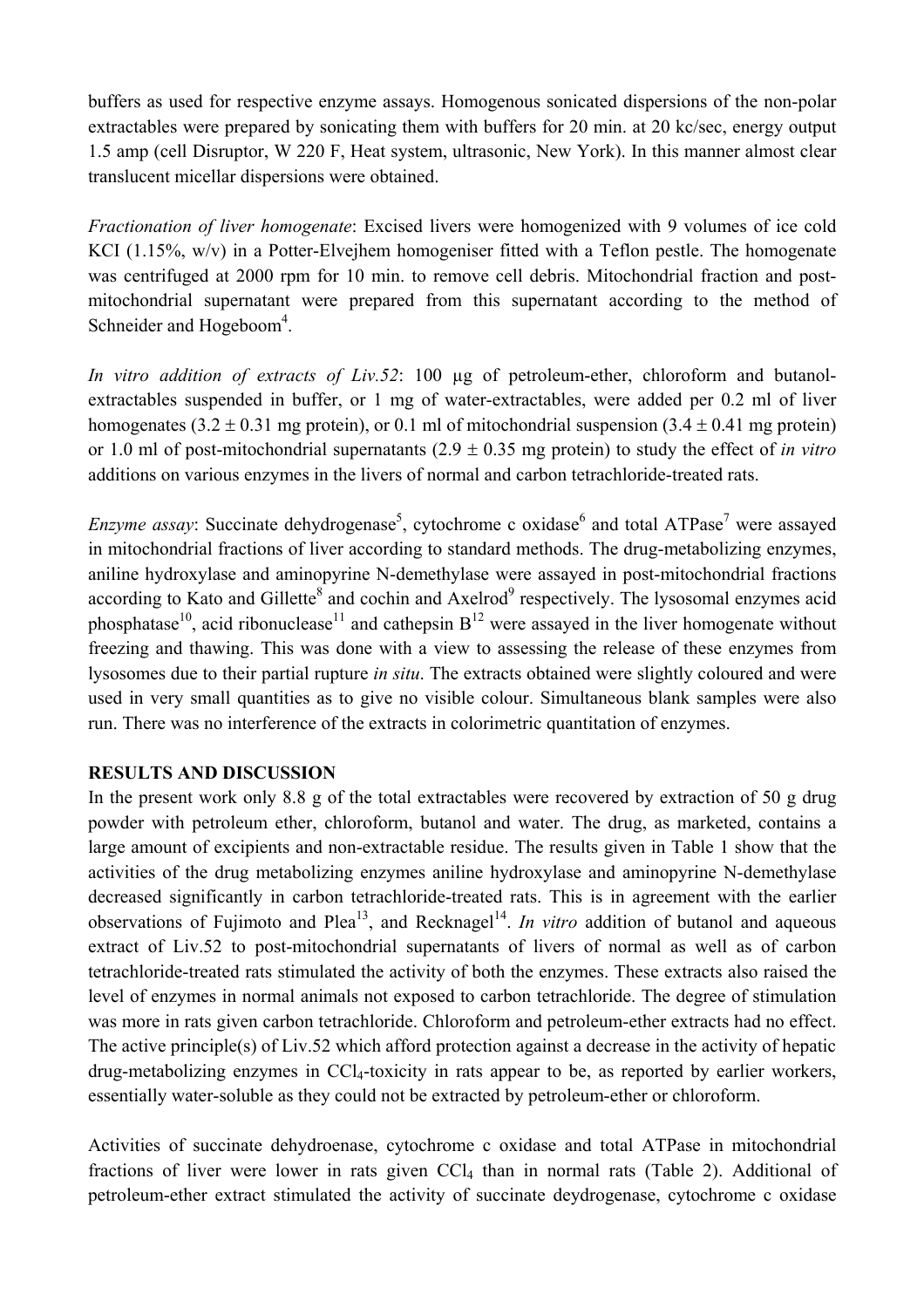buffers as used for respective enzyme assays. Homogenous sonicated dispersions of the non-polar extractables were prepared by sonicating them with buffers for 20 min. at 20 kc/sec, energy output 1.5 amp (cell Disruptor, W 220 F, Heat system, ultrasonic, New York). In this manner almost clear translucent micellar dispersions were obtained.

*Fractionation of liver homogenate*: Excised livers were homogenized with 9 volumes of ice cold KCI (1.15%, w/v) in a Potter-Elvejhem homogeniser fitted with a Teflon pestle. The homogenate was centrifuged at 2000 rpm for 10 min. to remove cell debris. Mitochondrial fraction and post-mitochondrial supernatant were prepared from this supernatant according to the method of Schneider and Hogeboom[4].

*In vitro addition of extracts of Liv.52*: 100 µg of petroleum-ether, chloroform and butanol-extractables suspended in buffer, or 1 mg of water-extractables, were added per 0.2 ml of liver homogenates ($3.2 \pm 0.31$ mg protein), or 0.1 ml of mitochondrial suspension ($3.4 \pm 0.41$ mg protein) or 1.0 ml of post-mitochondrial supernatants ($2.9 \pm 0.35$ mg protein) to study the effect of *in vitro* additions on various enzymes in the livers of normal and carbon tetrachloride-treated rats.

*Enzyme assay*: Succinate dehydrogenase[5], cytochrome c oxidase[6] and total ATPase[7] were assayed in mitochondrial fractions of liver according to standard methods. The drug-metabolizing enzymes, aniline hydroxylase and aminopyrine N-demethylase were assayed in post-mitochondrial fractions according to Kato and Gillette[8] and cochin and Axelrod[9] respectively. The lysosomal enzymes acid phosphatase[10], acid ribonuclease[11] and cathepsin B[12] were assayed in the liver homogenate without freezing and thawing. This was done with a view to assessing the release of these enzymes from lysosomes due to their partial rupture *in situ*. The extracts obtained were slightly coloured and were used in very small quantities as to give no visible colour. Simultaneous blank samples were also run. There was no interference of the extracts in colorimetric quantitation of enzymes.

## RESULTS AND DISCUSSION

In the present work only 8.8 g of the total extractables were recovered by extraction of 50 g drug powder with petroleum ether, chloroform, butanol and water. The drug, as marketed, contains a large amount of excipients and non-extractable residue. The results given in Table 1 show that the activities of the drug metabolizing enzymes aniline hydroxylase and aminopyrine N-demethylase decreased significantly in carbon tetrachloride-treated rats. This is in agreement with the earlier observations of Fujimoto and Plea[13], and Recknagel[14]. *In vitro* addition of butanol and aqueous extract of Liv.52 to post-mitochondrial supernatants of livers of normal as well as of carbon tetrachloride-treated rats stimulated the activity of both the enzymes. These extracts also raised the level of enzymes in normal animals not exposed to carbon tetrachloride. The degree of stimulation was more in rats given carbon tetrachloride. Chloroform and petroleum-ether extracts had no effect. The active principle(s) of Liv.52 which afford protection against a decrease in the activity of hepatic drug-metabolizing enzymes in $CCl_4$-toxicity in rats appear to be, as reported by earlier workers, essentially water-soluble as they could not be extracted by petroleum-ether or chloroform.

Activities of succinate dehydroenase, cytochrome c oxidase and total ATPase in mitochondrial fractions of liver were lower in rats given $CCl_4$ than in normal rats (Table 2). Additional of petroleum-ether extract stimulated the activity of succinate deydrogenase, cytochrome c oxidase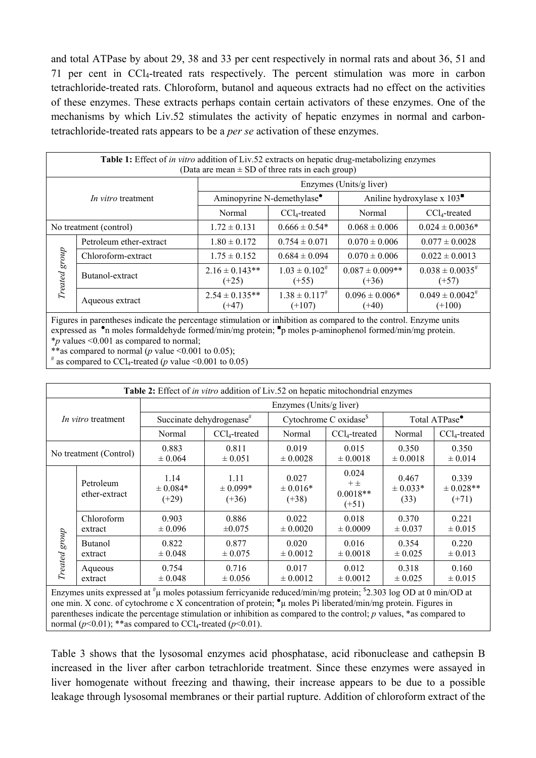and total ATPase by about 29, 38 and 33 per cent respectively in normal rats and about 36, 51 and 71 per cent in $CCl_4$-treated rats respectively. The percent stimulation was more in carbon tetrachloride-treated rats. Chloroform, butanol and aqueous extracts had no effect on the activities of these enzymes. These extracts perhaps contain certain activators of these enzymes. One of the mechanisms by which Liv.52 stimulates the activity of hepatic enzymes in normal and carbon-tetrachloride-treated rats appears to be a *per se* activation of these enzymes.

**Table 1:** Effect of *in vitro* addition of Liv.52 extracts on hepatic drug-metabolizing enzymes (Data are mean ± SD of three rats in each group)

| *In vitro* treatment | | Enzymes (Units/g liver) | | | |
|---|---|---|---|---|---|
| | | Aminopyrine N-demethylase[●] | | Aniline hydroxylase x 10[3][■] | |
| | | Normal | $CCl_4$-treated | Normal | $CCl_4$-treated |
| No treatment (control) | | 1.72 ± 0.131 | 0.666 ± 0.54* | 0.068 ± 0.006 | 0.024 ± 0.0036* |
| *Treated group* | Petroleum ether-extract | 1.80 ± 0.172 | 0.754 ± 0.071 | 0.070 ± 0.006 | 0.077 ± 0.0028 |
| | Chloroform-extract | 1.75 ± 0.152 | 0.684 ± 0.094 | 0.070 ± 0.006 | 0.022 ± 0.0013 |
| | Butanol-extract | 2.16 ± 0.143** (+25) | 1.03 ± 0.102[#] (+55) | 0.087 ± 0.009** (+36) | 0.038 ± 0.0035[#] (+57) |
| | Aqueous extract | 2.54 ± 0.135** (+47) | 1.38 ± 0.117[#] (+107) | 0.096 ± 0.006* (+40) | 0.049 ± 0.0042[#] (+100) |

Figures in parentheses indicate the percentage stimulation or inhibition as compared to the control. Enzyme units expressed as [●]n moles formaldehyde formed/min/mg protein; [■]p moles p-aminophenol formed/min/mg protein.
\*$p$ values <0.001 as compared to normal;
\*\*as compared to normal ($p$ value <0.001 to 0.05);
[#] as compared to $CCl_4$-treated ($p$ value <0.001 to 0.05)

**Table 2:** Effect of *in vitro* addition of Liv.52 on hepatic mitochondrial enzymes

| *In vitro* treatment | | Enzymes (Units/g liver) | | | | | |
|---|---|---|---|---|---|---|---|
| | | Succinate dehydrogenase[#] | | Cytochrome C oxidase[$] | | Total ATPase[●] | |
| | | Normal | $CCl_4$-treated | Normal | $CCl_4$-treated | Normal | $CCl_4$-treated |
| No treatment (Control) | | 0.883 ± 0.064 | 0.811 ± 0.051 | 0.019 ± 0.0028 | 0.015 ± 0.0018 | 0.350 ± 0.0018 | 0.350 ± 0.014 |
| *Treated group* | Petroleum ether-extract | 1.14 ± 0.084* (+29) | 1.11 ± 0.099* (+36) | 0.027 ± 0.016* (+38) | 0.024 + ± 0.0018** (+51) | 0.467 ± 0.033* (33) | 0.339 ± 0.028** (+71) |
| | Chloroform extract | 0.903 ± 0.096 | 0.886 ±0.075 | 0.022 ± 0.0020 | 0.018 ± 0.0009 | 0.370 ± 0.037 | 0.221 ± 0.015 |
| | Butanol extract | 0.822 ± 0.048 | 0.877 ± 0.075 | 0.020 ± 0.0012 | 0.016 ± 0.0018 | 0.354 ± 0.025 | 0.220 ± 0.013 |
| | Aqueous extract | 0.754 ± 0.048 | 0.716 ± 0.056 | 0.017 ± 0.0012 | 0.012 ± 0.0012 | 0.318 ± 0.025 | 0.160 ± 0.015 |

Enzymes units expressed at [#]μ moles potassium ferricyanide reduced/min/mg protein; [$]2.303 log OD at 0 min/OD at one min. X conc. of cytochrome c X concentration of protein; [●]μ moles Pi liberated/min/mg protein. Figures in parentheses indicate the percentage stimulation or inhibition as compared to the control; $p$ values, \*as compared to normal ($p$<0.01); \*\*as compared to $CCl_4$-treated ($p$<0.01).

Table 3 shows that the lysosomal enzymes acid phosphatase, acid ribonuclease and cathepsin B increased in the liver after carbon tetrachloride treatment. Since these enzymes were assayed in liver homogenate without freezing and thawing, their increase appears to be due to a possible leakage through lysosomal membranes or their partial rupture. Addition of chloroform extract of the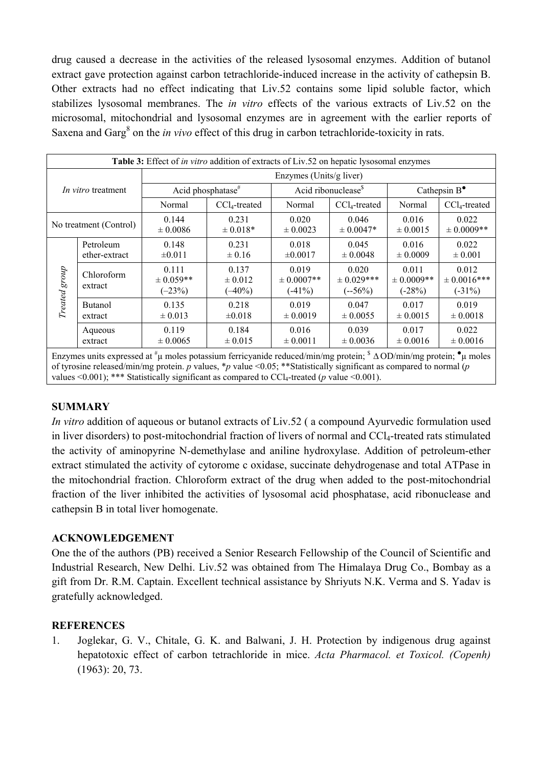drug caused a decrease in the activities of the released lysosomal enzymes. Addition of butanol extract gave protection against carbon tetrachloride-induced increase in the activity of cathepsin B. Other extracts had no effect indicating that Liv.52 contains some lipid soluble factor, which stabilizes lysosomal membranes. The *in vitro* effects of the various extracts of Liv.52 on the microsomal, mitochondrial and lysosomal enzymes are in agreement with the earlier reports of Saxena and Garg[8] on the *in vivo* effect of this drug in carbon tetrachloride-toxicity in rats.

**Table 3:** Effect of *in vitro* addition of extracts of Liv.52 on hepatic lysosomal enzymes

| *In vitro* treatment | | Enzymes (Units/g liver) | | | | | |
|---|---|---|---|---|---|---|---|
| | | Acid phosphatase[#] | | Acid ribonuclease[$] | | Cathepsin B[•] | |
| | | Normal | $CCl_4$-treated | Normal | $CCl_4$-treated | Normal | $CCl_4$-treated |
| No treatment (Control) | | 0.144 ± 0.0086 | 0.231 ± 0.018* | 0.020 ± 0.0023 | 0.046 ± 0.0047* | 0.016 ± 0.0015 | 0.022 ± 0.0009** |
| *Treated group* | Petroleum ether-extract | 0.148 ±0.011 | 0.231 ± 0.16 | 0.018 ±0.0017 | 0.045 ± 0.0048 | 0.016 ± 0.0009 | 0.022 ± 0.001 |
| | Chloroform extract | 0.111 ± 0.059** (–23%) | 0.137 ± 0.012 (–40%) | 0.019 ± 0.0007** (-41%) | 0.020 ± 0.029*** (--56%) | 0.011 ± 0.0009** (-28%) | 0.012 ± 0.0016*** (-31%) |
| | Butanol extract | 0.135 ± 0.013 | 0.218 ±0.018 | 0.019 ± 0.0019 | 0.047 ± 0.0055 | 0.017 ± 0.0015 | 0.019 ± 0.0018 |
| | Aqueous extract | 0.119 ± 0.0065 | 0.184 ± 0.015 | 0.016 ± 0.0011 | 0.039 ± 0.0036 | 0.017 ± 0.0016 | 0.022 ± 0.0016 |

Enzymes units expressed at [#]μ moles potassium ferricyanide reduced/min/mg protein; [$] ΔOD/min/mg protein; [•]μ moles of tyrosine released/min/mg protein. *p* values, \**p* value <0.05; \*\*Statistically significant as compared to normal (*p* values <0.001); \*\*\* Statistically significant as compared to $CCl_4$-treated (*p* value <0.001).

## SUMMARY

*In vitro* addition of aqueous or butanol extracts of Liv.52 ( a compound Ayurvedic formulation used in liver disorders) to post-mitochondrial fraction of livers of normal and $CCl_4$-treated rats stimulated the activity of aminopyrine N-demethylase and aniline hydroxylase. Addition of petroleum-ether extract stimulated the activity of cytorome c oxidase, succinate dehydrogenase and total ATPase in the mitochondrial fraction. Chloroform extract of the drug when added to the post-mitochondrial fraction of the liver inhibited the activities of lysosomal acid phosphatase, acid ribonuclease and cathepsin B in total liver homogenate.

## ACKNOWLEDGEMENT

One the of the authors (PB) received a Senior Research Fellowship of the Council of Scientific and Industrial Research, New Delhi. Liv.52 was obtained from The Himalaya Drug Co., Bombay as a gift from Dr. R.M. Captain. Excellent technical assistance by Shriyuts N.K. Verma and S. Yadav is gratefully acknowledged.

## REFERENCES

1. Joglekar, G. V., Chitale, G. K. and Balwani, J. H. Protection by indigenous drug against hepatotoxic effect of carbon tetrachloride in mice. *Acta Pharmacol. et Toxicol. (Copenh)* (1963): 20, 73.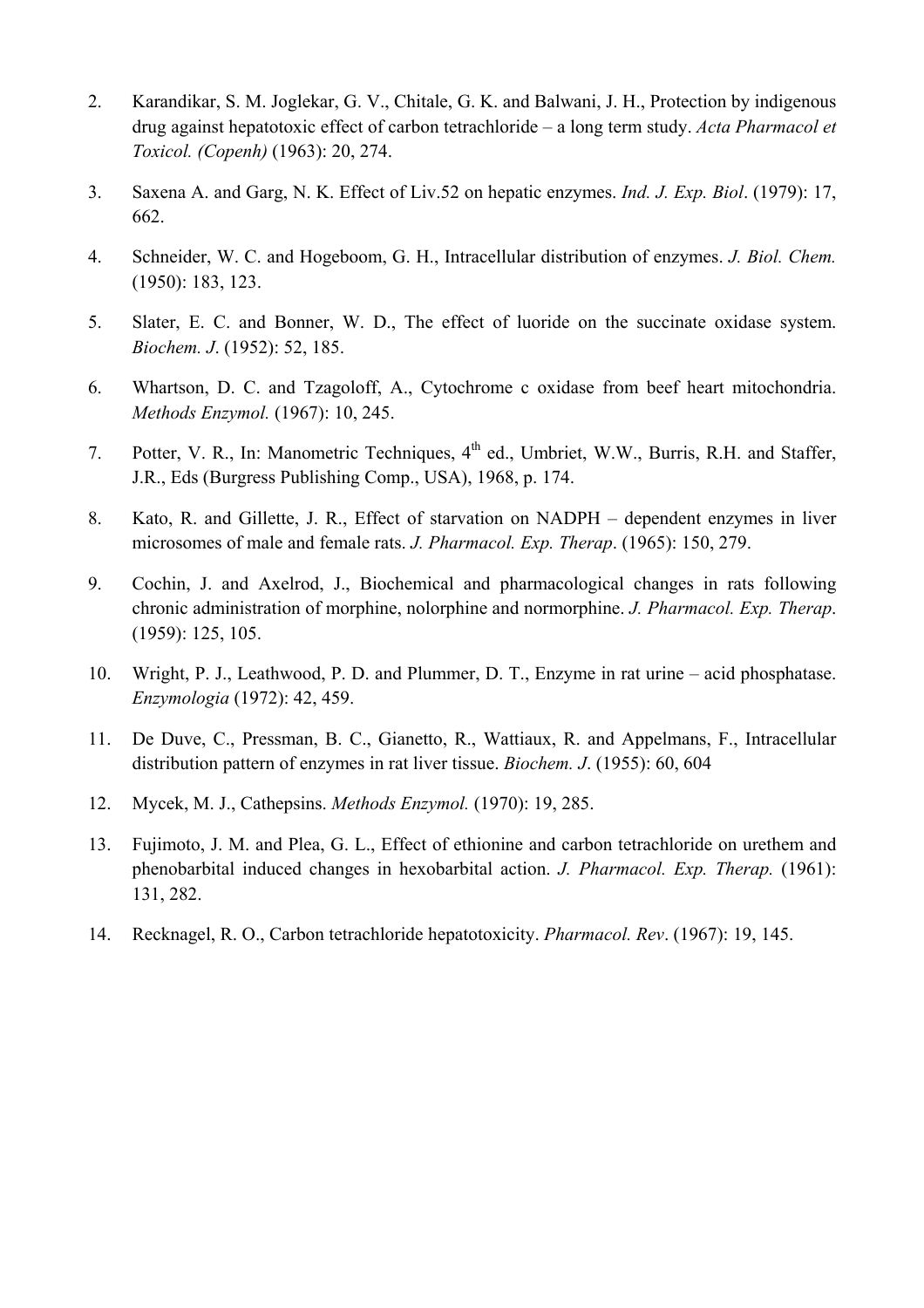2. Karandikar, S. M. Joglekar, G. V., Chitale, G. K. and Balwani, J. H., Protection by indigenous drug against hepatotoxic effect of carbon tetrachloride – a long term study. *Acta Pharmacol et Toxicol. (Copenh)* (1963): 20, 274.

3. Saxena A. and Garg, N. K. Effect of Liv.52 on hepatic enzymes. *Ind. J. Exp. Biol*. (1979): 17, 662.

4. Schneider, W. C. and Hogeboom, G. H., Intracellular distribution of enzymes. *J. Biol. Chem.* (1950): 183, 123.

5. Slater, E. C. and Bonner, W. D., The effect of luoride on the succinate oxidase system. *Biochem. J*. (1952): 52, 185.

6. Whartson, D. C. and Tzagoloff, A., Cytochrome c oxidase from beef heart mitochondria. *Methods Enzymol.* (1967): 10, 245.

7. Potter, V. R., In: Manometric Techniques, 4th ed., Umbriet, W.W., Burris, R.H. and Staffer, J.R., Eds (Burgress Publishing Comp., USA), 1968, p. 174.

8. Kato, R. and Gillette, J. R., Effect of starvation on NADPH – dependent enzymes in liver microsomes of male and female rats. *J. Pharmacol. Exp. Therap*. (1965): 150, 279.

9. Cochin, J. and Axelrod, J., Biochemical and pharmacological changes in rats following chronic administration of morphine, nolorphine and normorphine. *J. Pharmacol. Exp. Therap*. (1959): 125, 105.

10. Wright, P. J., Leathwood, P. D. and Plummer, D. T., Enzyme in rat urine – acid phosphatase. *Enzymologia* (1972): 42, 459.

11. De Duve, C., Pressman, B. C., Gianetto, R., Wattiaux, R. and Appelmans, F., Intracellular distribution pattern of enzymes in rat liver tissue. *Biochem. J*. (1955): 60, 604

12. Mycek, M. J., Cathepsins. *Methods Enzymol.* (1970): 19, 285.

13. Fujimoto, J. M. and Plea, G. L., Effect of ethionine and carbon tetrachloride on urethem and phenobarbital induced changes in hexobarbital action. *J. Pharmacol. Exp. Therap.* (1961): 131, 282.

14. Recknagel, R. O., Carbon tetrachloride hepatotoxicity. *Pharmacol. Rev*. (1967): 19, 145.